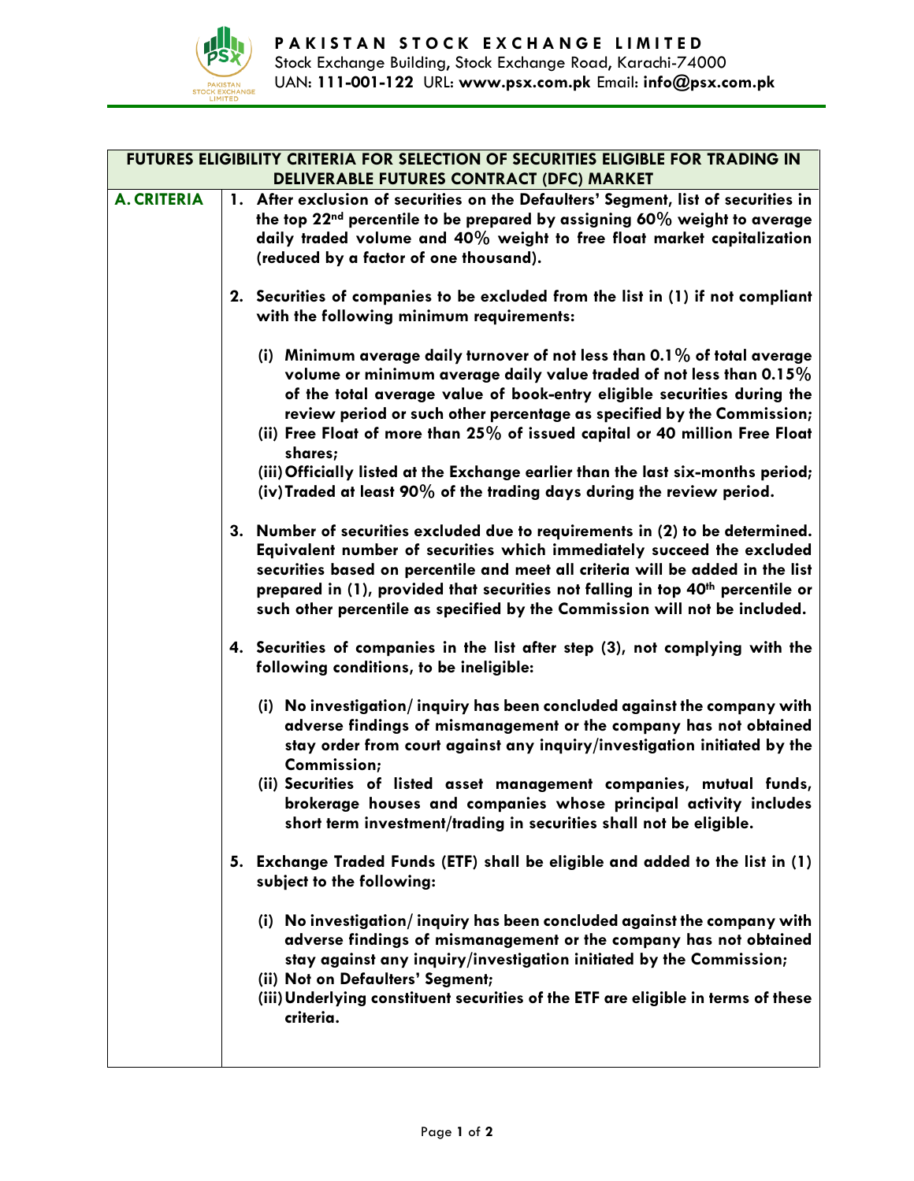**PAKISTAN STOCK EXCHANGE LIMITED**
Stock Exchange Building, Stock Exchange Road, Karachi-74000
UAN: **111-001-122** URL: **www.psx.com.pk** Email: **info@psx.com.pk**

## FUTURES ELIGIBILITY CRITERIA FOR SELECTION OF SECURITIES ELIGIBLE FOR TRADING IN DELIVERABLE FUTURES CONTRACT (DFC) MARKET

### A. CRITERIA

1. **After exclusion of securities on the Defaulters' Segment, list of securities in the top 22nd percentile to be prepared by assigning 60% weight to average daily traded volume and 40% weight to free float market capitalization (reduced by a factor of one thousand).**

2. **Securities of companies to be excluded from the list in (1) if not compliant with the following minimum requirements:**

   (i) **Minimum average daily turnover of not less than 0.1% of total average volume or minimum average daily value traded of not less than 0.15% of the total average value of book-entry eligible securities during the review period or such other percentage as specified by the Commission;**
   (ii) **Free Float of more than 25% of issued capital or 40 million Free Float shares;**
   (iii) **Officially listed at the Exchange earlier than the last six-months period;**
   (iv) **Traded at least 90% of the trading days during the review period.**

3. **Number of securities excluded due to requirements in (2) to be determined. Equivalent number of securities which immediately succeed the excluded securities based on percentile and meet all criteria will be added in the list prepared in (1), provided that securities not falling in top 40th percentile or such other percentile as specified by the Commission will not be included.**

4. **Securities of companies in the list after step (3), not complying with the following conditions, to be ineligible:**

   (i) **No investigation/ inquiry has been concluded against the company with adverse findings of mismanagement or the company has not obtained stay order from court against any inquiry/investigation initiated by the Commission;**
   (ii) **Securities of listed asset management companies, mutual funds, brokerage houses and companies whose principal activity includes short term investment/trading in securities shall not be eligible.**

5. **Exchange Traded Funds (ETF) shall be eligible and added to the list in (1) subject to the following:**

   (i) **No investigation/ inquiry has been concluded against the company with adverse findings of mismanagement or the company has not obtained stay against any inquiry/investigation initiated by the Commission;**
   (ii) **Not on Defaulters' Segment;**
   (iii) **Underlying constituent securities of the ETF are eligible in terms of these criteria.**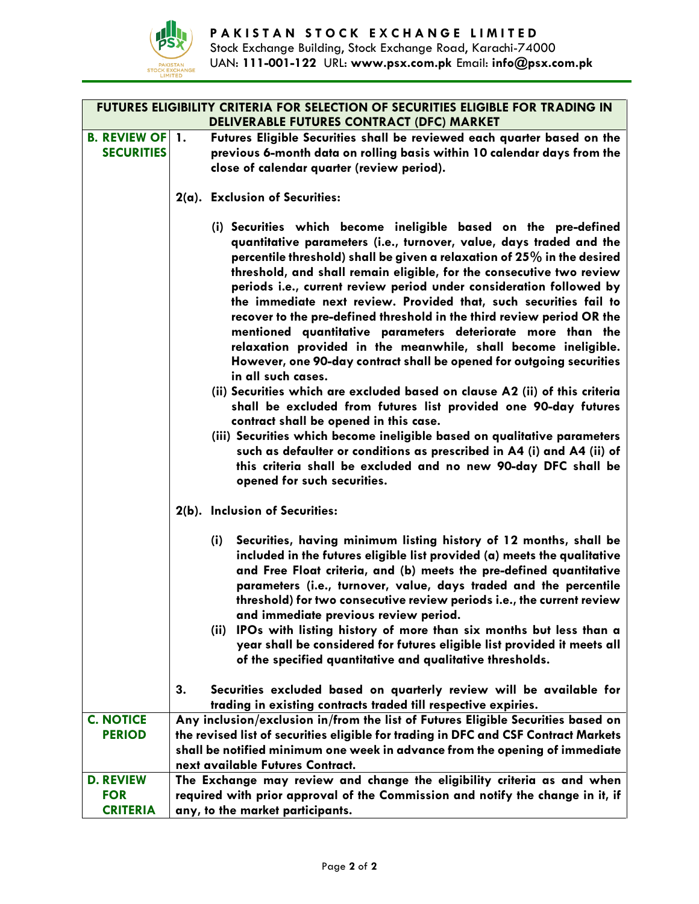| FUTURES ELIGIBILITY CRITERIA FOR SELECTION OF SECURITIES ELIGIBLE FOR TRADING IN DELIVERABLE FUTURES CONTRACT (DFC) MARKET | |
|---|---|
| **B. REVIEW OF SECURITIES** | **1. Futures Eligible Securities shall be reviewed each quarter based on the previous 6-month data on rolling basis within 10 calendar days from the close of calendar quarter (review period).**<br><br>**2(a). Exclusion of Securities:**<br><br>**(i) Securities which become ineligible based on the pre-defined quantitative parameters (i.e., turnover, value, days traded and the percentile threshold) shall be given a relaxation of 25% in the desired threshold, and shall remain eligible, for the consecutive two review periods i.e., current review period under consideration followed by the immediate next review. Provided that, such securities fail to recover to the pre-defined threshold in the third review period OR the mentioned quantitative parameters deteriorate more than the relaxation provided in the meanwhile, shall become ineligible. However, one 90-day contract shall be opened for outgoing securities in all such cases.**<br>**(ii) Securities which are excluded based on clause A2 (ii) of this criteria shall be excluded from futures list provided one 90-day futures contract shall be opened in this case.**<br>**(iii) Securities which become ineligible based on qualitative parameters such as defaulter or conditions as prescribed in A4 (i) and A4 (ii) of this criteria shall be excluded and no new 90-day DFC shall be opened for such securities.**<br><br>**2(b). Inclusion of Securities:**<br><br>**(i) Securities, having minimum listing history of 12 months, shall be included in the futures eligible list provided (a) meets the qualitative and Free Float criteria, and (b) meets the pre-defined quantitative parameters (i.e., turnover, value, days traded and the percentile threshold) for two consecutive review periods i.e., the current review and immediate previous review period.**<br>**(ii) IPOs with listing history of more than six months but less than a year shall be considered for futures eligible list provided it meets all of the specified quantitative and qualitative thresholds.**<br><br>**3. Securities excluded based on quarterly review will be available for trading in existing contracts traded till respective expiries.** |
| **C. NOTICE PERIOD** | **Any inclusion/exclusion in/from the list of Futures Eligible Securities based on the revised list of securities eligible for trading in DFC and CSF Contract Markets shall be notified minimum one week in advance from the opening of immediate next available Futures Contract.** |
| **D. REVIEW FOR CRITERIA** | **The Exchange may review and change the eligibility criteria as and when required with prior approval of the Commission and notify the change in it, if any, to the market participants.** |